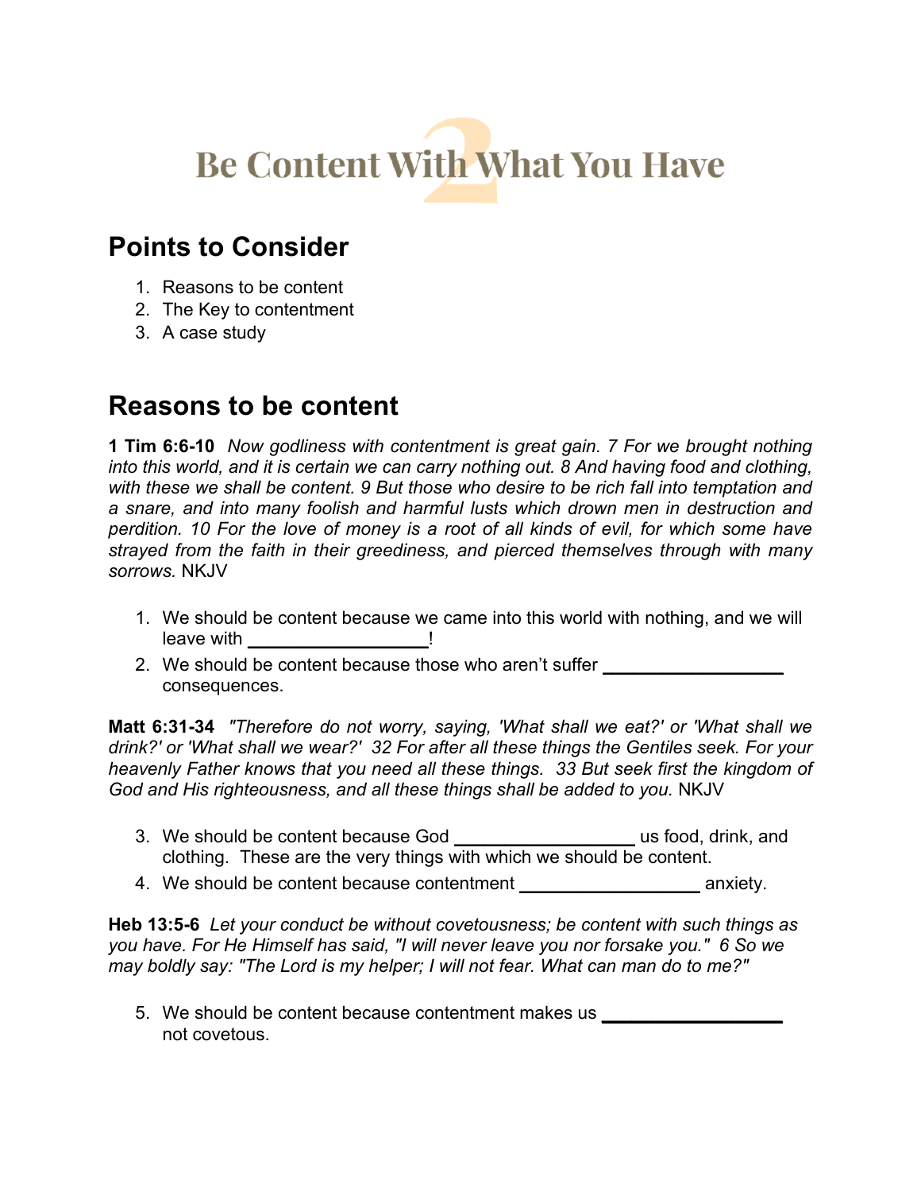# Be Content With What You Have

## Points to Consider

1. Reasons to be content
2. The Key to contentment
3. A case study

## Reasons to be content

**1 Tim 6:6-10** *Now godliness with contentment is great gain. 7 For we brought nothing into this world, and it is certain we can carry nothing out. 8 And having food and clothing, with these we shall be content. 9 But those who desire to be rich fall into temptation and a snare, and into many foolish and harmful lusts which drown men in destruction and perdition. 10 For the love of money is a root of all kinds of evil, for which some have strayed from the faith in their greediness, and pierced themselves through with many sorrows.* NKJV

1. We should be content because we came into this world with nothing, and we will leave with \_\_\_\_\_\_\_\_\_\_\_\_\_\_\_\_\_\_!
2. We should be content because those who aren't suffer \_\_\_\_\_\_\_\_\_\_\_\_\_\_\_\_\_\_ consequences.

**Matt 6:31-34** *"Therefore do not worry, saying, 'What shall we eat?' or 'What shall we drink?' or 'What shall we wear?' 32 For after all these things the Gentiles seek. For your heavenly Father knows that you need all these things. 33 But seek first the kingdom of God and His righteousness, and all these things shall be added to you.* NKJV

3. We should be content because God \_\_\_\_\_\_\_\_\_\_\_\_\_\_\_\_\_\_ us food, drink, and clothing. These are the very things with which we should be content.
4. We should be content because contentment \_\_\_\_\_\_\_\_\_\_\_\_\_\_\_\_\_\_ anxiety.

**Heb 13:5-6** *Let your conduct be without covetousness; be content with such things as you have. For He Himself has said, "I will never leave you nor forsake you." 6 So we may boldly say: "The Lord is my helper; I will not fear. What can man do to me?"*

5. We should be content because contentment makes us \_\_\_\_\_\_\_\_\_\_\_\_\_\_\_\_\_\_ not covetous.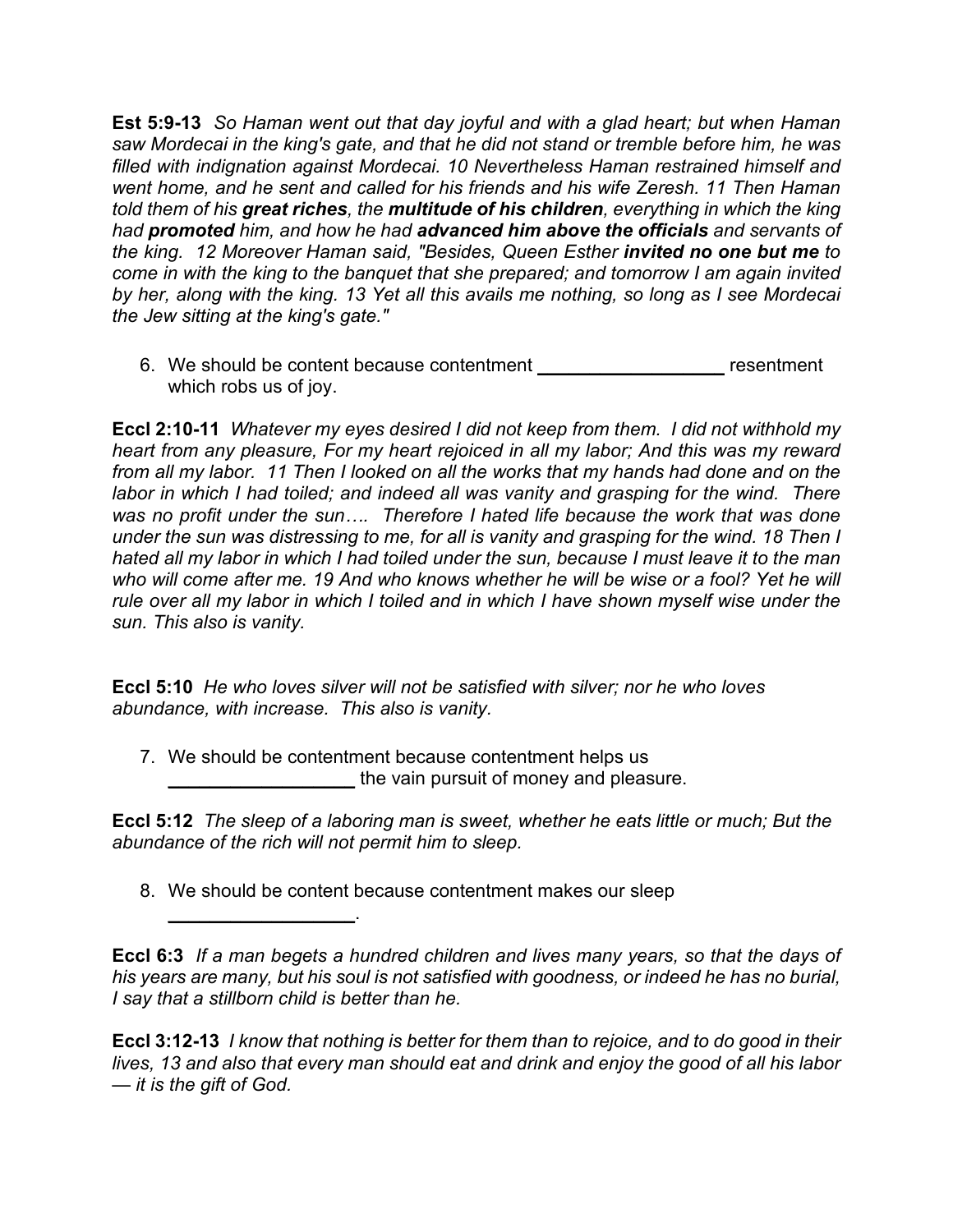**Est 5:9-13** *So Haman went out that day joyful and with a glad heart; but when Haman saw Mordecai in the king's gate, and that he did not stand or tremble before him, he was filled with indignation against Mordecai. 10 Nevertheless Haman restrained himself and went home, and he sent and called for his friends and his wife Zeresh. 11 Then Haman told them of his* ***great riches****, the* ***multitude of his children****, everything in which the king had* ***promoted*** *him, and how he had* ***advanced him above the officials*** *and servants of the king. 12 Moreover Haman said, "Besides, Queen Esther* ***invited no one but me*** *to come in with the king to the banquet that she prepared; and tomorrow I am again invited by her, along with the king. 13 Yet all this avails me nothing, so long as I see Mordecai the Jew sitting at the king's gate."*

6. We should be content because contentment ________________ resentment which robs us of joy.

**Eccl 2:10-11** *Whatever my eyes desired I did not keep from them. I did not withhold my heart from any pleasure, For my heart rejoiced in all my labor; And this was my reward from all my labor. 11 Then I looked on all the works that my hands had done and on the labor in which I had toiled; and indeed all was vanity and grasping for the wind. There was no profit under the sun…. Therefore I hated life because the work that was done under the sun was distressing to me, for all is vanity and grasping for the wind. 18 Then I hated all my labor in which I had toiled under the sun, because I must leave it to the man who will come after me. 19 And who knows whether he will be wise or a fool? Yet he will rule over all my labor in which I toiled and in which I have shown myself wise under the sun. This also is vanity.*

**Eccl 5:10** *He who loves silver will not be satisfied with silver; nor he who loves abundance, with increase. This also is vanity.*

7. We should be contentment because contentment helps us ________________ the vain pursuit of money and pleasure.

**Eccl 5:12** *The sleep of a laboring man is sweet, whether he eats little or much; But the abundance of the rich will not permit him to sleep.*

8. We should be content because contentment makes our sleep ________________.

**Eccl 6:3** *If a man begets a hundred children and lives many years, so that the days of his years are many, but his soul is not satisfied with goodness, or indeed he has no burial, I say that a stillborn child is better than he.*

**Eccl 3:12-13** *I know that nothing is better for them than to rejoice, and to do good in their lives, 13 and also that every man should eat and drink and enjoy the good of all his labor — it is the gift of God.*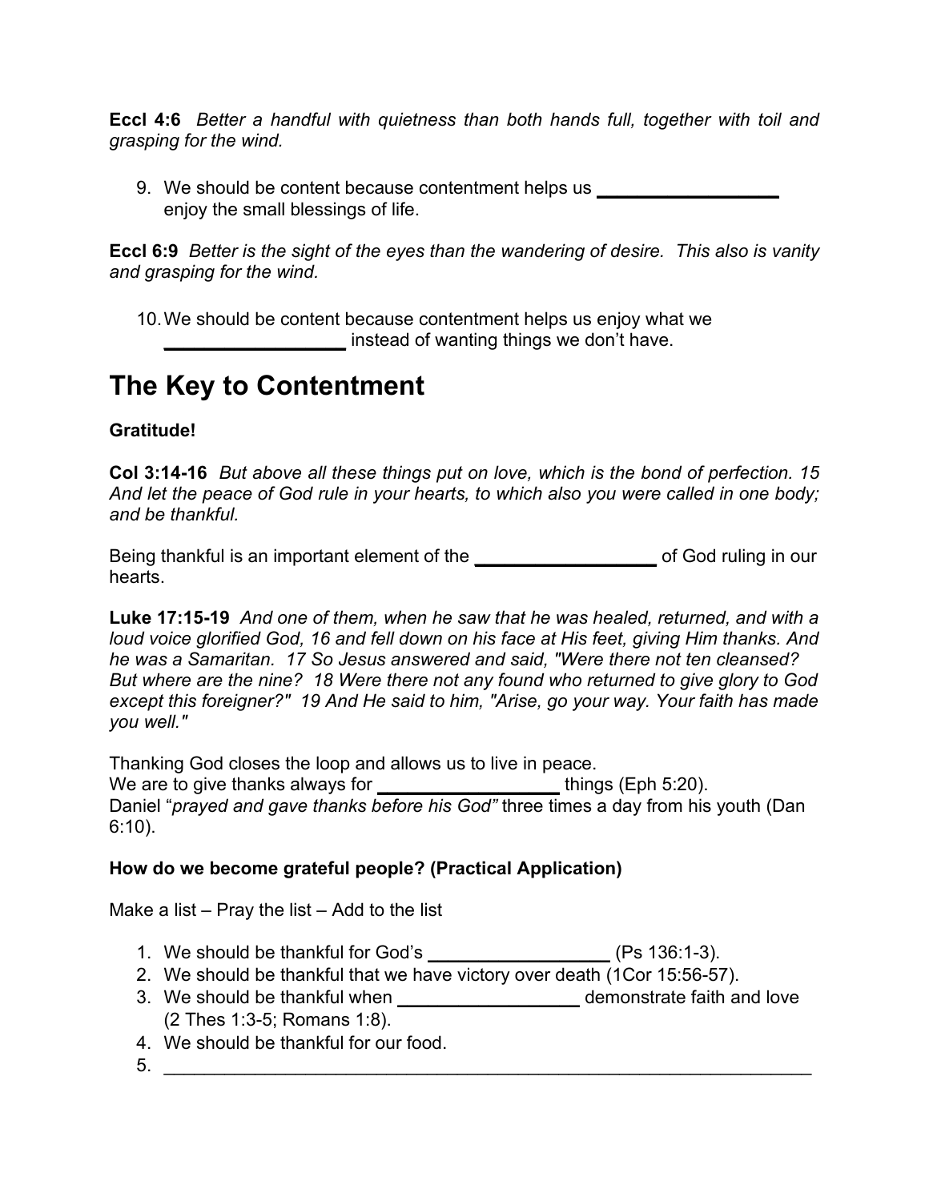**Eccl 4:6** *Better a handful with quietness than both hands full, together with toil and grasping for the wind.*

9. We should be content because contentment helps us __________________ enjoy the small blessings of life.

**Eccl 6:9** *Better is the sight of the eyes than the wandering of desire. This also is vanity and grasping for the wind.*

10. We should be content because contentment helps us enjoy what we __________________ instead of wanting things we don't have.

# The Key to Contentment

**Gratitude!**

**Col 3:14-16** *But above all these things put on love, which is the bond of perfection. 15 And let the peace of God rule in your hearts, to which also you were called in one body; and be thankful.*

Being thankful is an important element of the __________________ of God ruling in our hearts.

**Luke 17:15-19** *And one of them, when he saw that he was healed, returned, and with a loud voice glorified God, 16 and fell down on his face at His feet, giving Him thanks. And he was a Samaritan. 17 So Jesus answered and said, "Were there not ten cleansed? But where are the nine? 18 Were there not any found who returned to give glory to God except this foreigner?" 19 And He said to him, "Arise, go your way. Your faith has made you well."*

Thanking God closes the loop and allows us to live in peace.
We are to give thanks always for __________________ things (Eph 5:20).
Daniel "*prayed and gave thanks before his God"* three times a day from his youth (Dan 6:10).

**How do we become grateful people? (Practical Application)**

Make a list – Pray the list – Add to the list

1. We should be thankful for God's __________________ (Ps 136:1-3).
2. We should be thankful that we have victory over death (1Cor 15:56-57).
3. We should be thankful when __________________ demonstrate faith and love (2 Thes 1:3-5; Romans 1:8).
4. We should be thankful for our food.
5. ____________________________________________________________________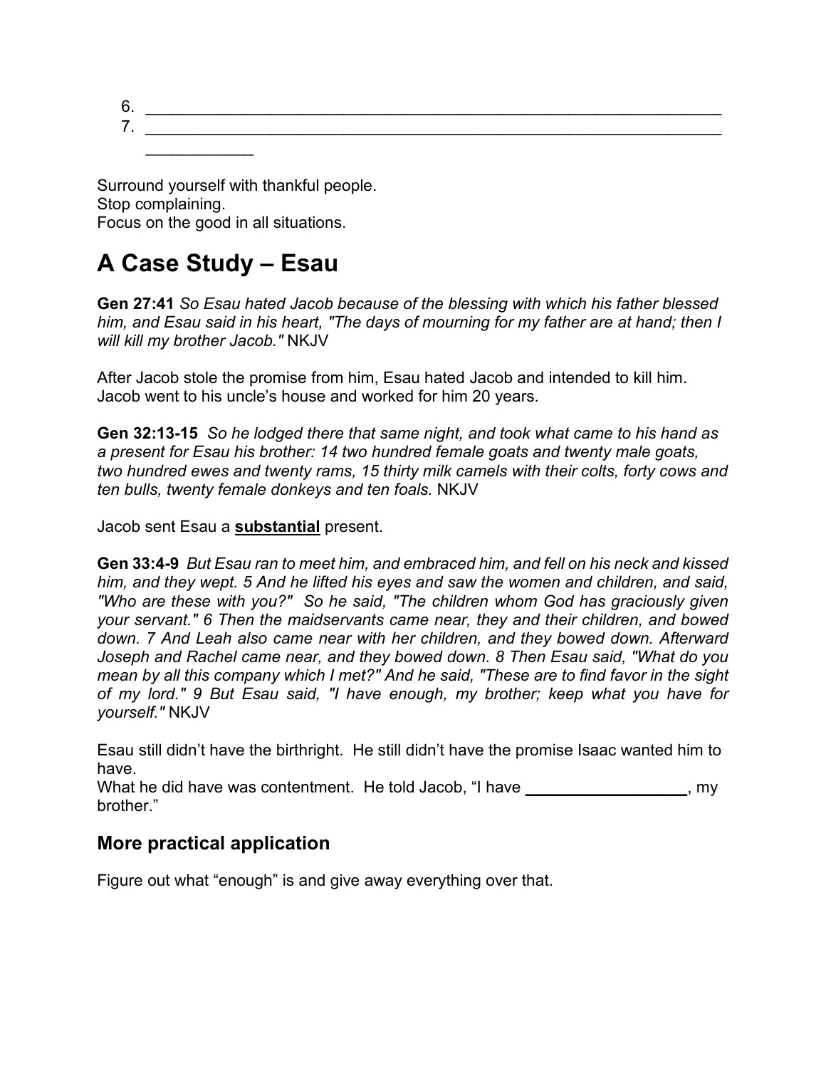6. ________________________________________________________________
7. ________________________________________________________________
   ____________

Surround yourself with thankful people.
Stop complaining.
Focus on the good in all situations.

# A Case Study – Esau

**Gen 27:41** *So Esau hated Jacob because of the blessing with which his father blessed him, and Esau said in his heart, "The days of mourning for my father are at hand; then I will kill my brother Jacob."* NKJV

After Jacob stole the promise from him, Esau hated Jacob and intended to kill him. Jacob went to his uncle's house and worked for him 20 years.

**Gen 32:13-15** *So he lodged there that same night, and took what came to his hand as a present for Esau his brother: 14 two hundred female goats and twenty male goats, two hundred ewes and twenty rams, 15 thirty milk camels with their colts, forty cows and ten bulls, twenty female donkeys and ten foals.* NKJV

Jacob sent Esau a **substantial** present.

**Gen 33:4-9** *But Esau ran to meet him, and embraced him, and fell on his neck and kissed him, and they wept. 5 And he lifted his eyes and saw the women and children, and said, "Who are these with you?" So he said, "The children whom God has graciously given your servant." 6 Then the maidservants came near, they and their children, and bowed down. 7 And Leah also came near with her children, and they bowed down. Afterward Joseph and Rachel came near, and they bowed down. 8 Then Esau said, "What do you mean by all this company which I met?" And he said, "These are to find favor in the sight of my lord." 9 But Esau said, "I have enough, my brother; keep what you have for yourself."* NKJV

Esau still didn't have the birthright. He still didn't have the promise Isaac wanted him to have.
What he did have was contentment. He told Jacob, "I have __________________, my brother."

## More practical application

Figure out what "enough" is and give away everything over that.